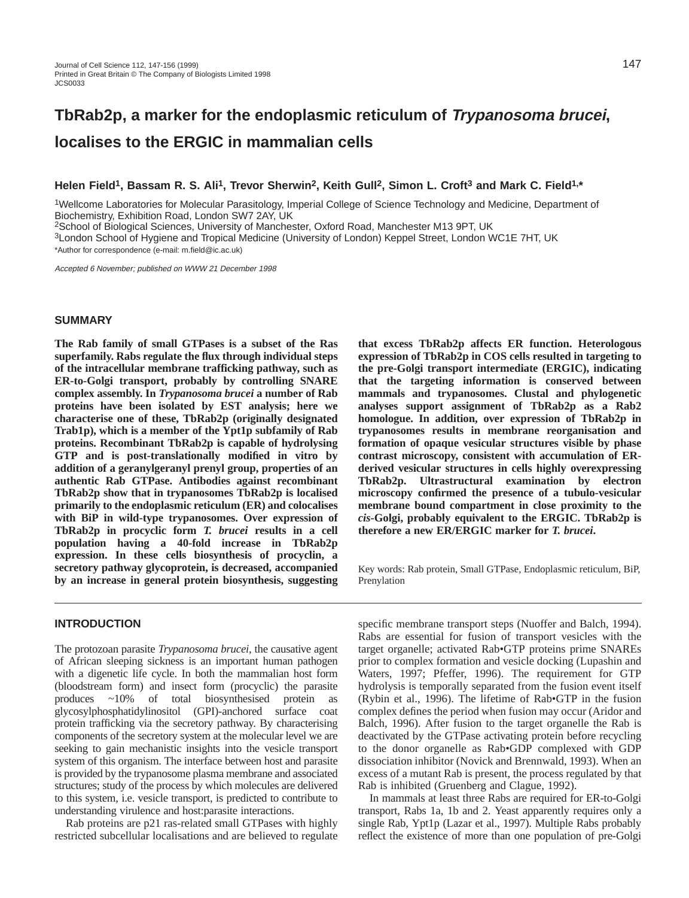# TbRab2p, a marker for the endoplasmic reticulum of *Trypanosoma brucei*, localises to the ERGIC in mammalian cells

**Helen Field[1], Bassam R. S. Ali[1], Trevor Sherwin[2], Keith Gull[2], Simon L. Croft[3] and Mark C. Field[1,*]**

[1]Wellcome Laboratories for Molecular Parasitology, Imperial College of Science Technology and Medicine, Department of Biochemistry, Exhibition Road, London SW7 2AY, UK
[2]School of Biological Sciences, University of Manchester, Oxford Road, Manchester M13 9PT, UK
[3]London School of Hygiene and Tropical Medicine (University of London) Keppel Street, London WC1E 7HT, UK
*Author for correspondence (e-mail: m.field@ic.ac.uk)

*Accepted 6 November; published on WWW 21 December 1998*

## SUMMARY

**The Rab family of small GTPases is a subset of the Ras superfamily. Rabs regulate the flux through individual steps of the intracellular membrane trafficking pathway, such as ER-to-Golgi transport, probably by controlling SNARE complex assembly. In *Trypanosoma brucei* a number of Rab proteins have been isolated by EST analysis; here we characterise one of these, TbRab2p (originally designated Trab1p), which is a member of the Ypt1p subfamily of Rab proteins. Recombinant TbRab2p is capable of hydrolysing GTP and is post-translationally modified in vitro by addition of a geranylgeranyl prenyl group, properties of an authentic Rab GTPase. Antibodies against recombinant TbRab2p show that in trypanosomes TbRab2p is localised primarily to the endoplasmic reticulum (ER) and colocalises with BiP in wild-type trypanosomes. Over expression of TbRab2p in procyclic form *T. brucei* results in a cell population having a 40-fold increase in TbRab2p expression. In these cells biosynthesis of procyclin, a secretory pathway glycoprotein, is decreased, accompanied by an increase in general protein biosynthesis, suggesting that excess TbRab2p affects ER function. Heterologous expression of TbRab2p in COS cells resulted in targeting to the pre-Golgi transport intermediate (ERGIC), indicating that the targeting information is conserved between mammals and trypanosomes. Clustal and phylogenetic analyses support assignment of TbRab2p as a Rab2 homologue. In addition, over expression of TbRab2p in trypanosomes results in membrane reorganisation and formation of opaque vesicular structures visible by phase contrast microscopy, consistent with accumulation of ER-derived vesicular structures in cells highly overexpressing TbRab2p. Ultrastructural examination by electron microscopy confirmed the presence of a tubulo-vesicular membrane bound compartment in close proximity to the *cis*-Golgi, probably equivalent to the ERGIC. TbRab2p is therefore a new ER/ERGIC marker for *T. brucei*.**

Key words: Rab protein, Small GTPase, Endoplasmic reticulum, BiP, Prenylation

## INTRODUCTION

The protozoan parasite *Trypanosoma brucei*, the causative agent of African sleeping sickness is an important human pathogen with a digenetic life cycle. In both the mammalian host form (bloodstream form) and insect form (procyclic) the parasite produces ~10% of total biosynthesised protein as glycosylphosphatidylinositol (GPI)-anchored surface coat protein trafficking via the secretory pathway. By characterising components of the secretory system at the molecular level we are seeking to gain mechanistic insights into the vesicle transport system of this organism. The interface between host and parasite is provided by the trypanosome plasma membrane and associated structures; study of the process by which molecules are delivered to this system, i.e. vesicle transport, is predicted to contribute to understanding virulence and host:parasite interactions.

Rab proteins are p21 ras-related small GTPases with highly restricted subcellular localisations and are believed to regulate specific membrane transport steps (Nuoffer and Balch, 1994). Rabs are essential for fusion of transport vesicles with the target organelle; activated Rab•GTP proteins prime SNAREs prior to complex formation and vesicle docking (Lupashin and Waters, 1997; Pfeffer, 1996). The requirement for GTP hydrolysis is temporally separated from the fusion event itself (Rybin et al., 1996). The lifetime of Rab•GTP in the fusion complex defines the period when fusion may occur (Aridor and Balch, 1996). After fusion to the target organelle the Rab is deactivated by the GTPase activating protein before recycling to the donor organelle as Rab•GDP complexed with GDP dissociation inhibitor (Novick and Brennwald, 1993). When an excess of a mutant Rab is present, the process regulated by that Rab is inhibited (Gruenberg and Clague, 1992).

In mammals at least three Rabs are required for ER-to-Golgi transport, Rabs 1a, 1b and 2. Yeast apparently requires only a single Rab, Ypt1p (Lazar et al., 1997). Multiple Rabs probably reflect the existence of more than one population of pre-Golgi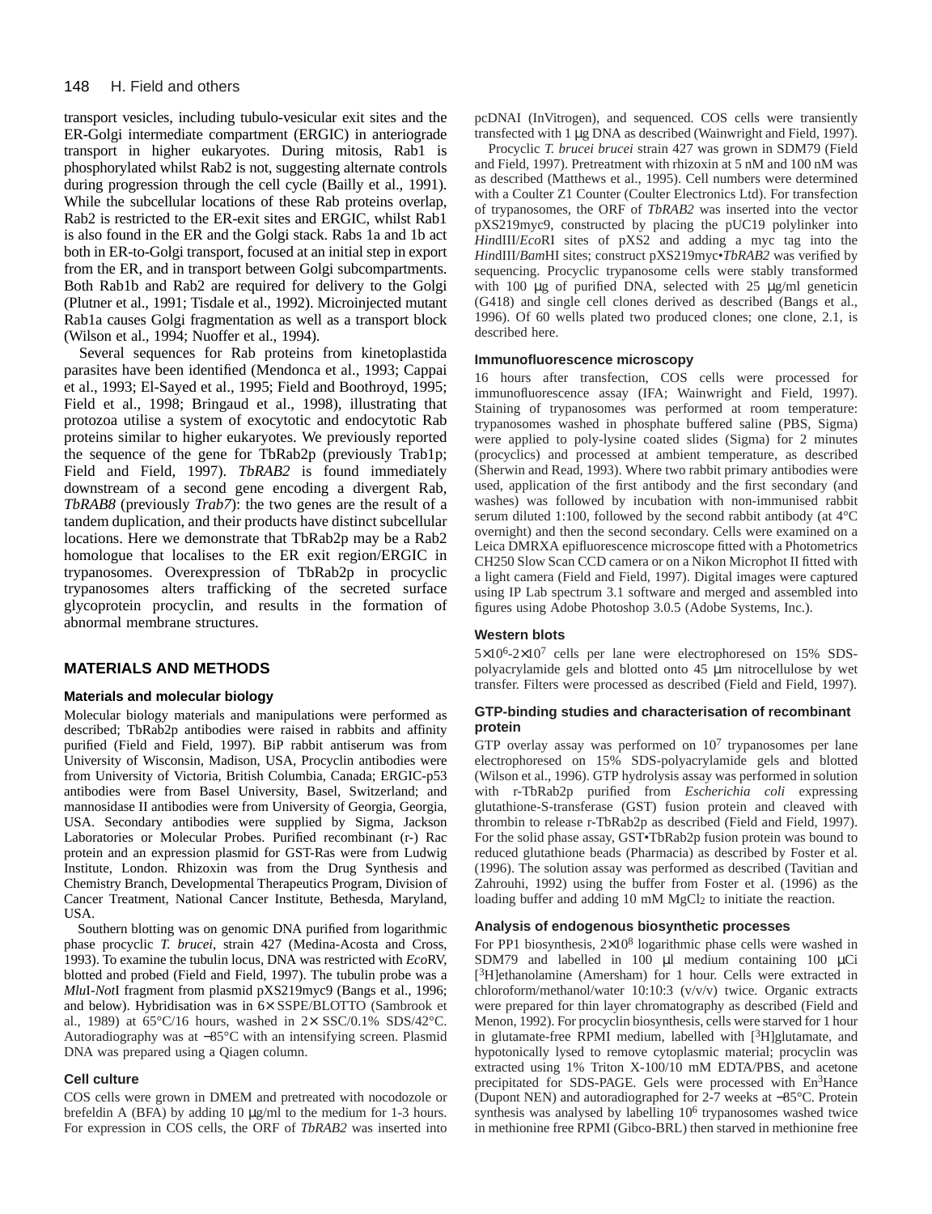transport vesicles, including tubulo-vesicular exit sites and the ER-Golgi intermediate compartment (ERGIC) in anteriograde transport in higher eukaryotes. During mitosis, Rab1 is phosphorylated whilst Rab2 is not, suggesting alternate controls during progression through the cell cycle (Bailly et al., 1991). While the subcellular locations of these Rab proteins overlap, Rab2 is restricted to the ER-exit sites and ERGIC, whilst Rab1 is also found in the ER and the Golgi stack. Rabs 1a and 1b act both in ER-to-Golgi transport, focused at an initial step in export from the ER, and in transport between Golgi subcompartments. Both Rab1b and Rab2 are required for delivery to the Golgi (Plutner et al., 1991; Tisdale et al., 1992). Microinjected mutant Rab1a causes Golgi fragmentation as well as a transport block (Wilson et al., 1994; Nuoffer et al., 1994).

Several sequences for Rab proteins from kinetoplastida parasites have been identified (Mendonca et al., 1993; Cappai et al., 1993; El-Sayed et al., 1995; Field and Boothroyd, 1995; Field et al., 1998; Bringaud et al., 1998), illustrating that protozoa utilise a system of exocytotic and endocytotic Rab proteins similar to higher eukaryotes. We previously reported the sequence of the gene for TbRab2p (previously Trab1p; Field and Field, 1997). *TbRAB2* is found immediately downstream of a second gene encoding a divergent Rab, *TbRAB8* (previously *Trab7*): the two genes are the result of a tandem duplication, and their products have distinct subcellular locations. Here we demonstrate that TbRab2p may be a Rab2 homologue that localises to the ER exit region/ERGIC in trypanosomes. Overexpression of TbRab2p in procyclic trypanosomes alters trafficking of the secreted surface glycoprotein procyclin, and results in the formation of abnormal membrane structures.

## MATERIALS AND METHODS

### Materials and molecular biology

Molecular biology materials and manipulations were performed as described; TbRab2p antibodies were raised in rabbits and affinity purified (Field and Field, 1997). BiP rabbit antiserum was from University of Wisconsin, Madison, USA, Procyclin antibodies were from University of Victoria, British Columbia, Canada; ERGIC-p53 antibodies were from Basel University, Basel, Switzerland; and mannosidase II antibodies were from University of Georgia, Georgia, USA. Secondary antibodies were supplied by Sigma, Jackson Laboratories or Molecular Probes. Purified recombinant (r-) Rac protein and an expression plasmid for GST-Ras were from Ludwig Institute, London. Rhizoxin was from the Drug Synthesis and Chemistry Branch, Developmental Therapeutics Program, Division of Cancer Treatment, National Cancer Institute, Bethesda, Maryland, USA.

Southern blotting was on genomic DNA purified from logarithmic phase procyclic *T. brucei*, strain 427 (Medina-Acosta and Cross, 1993). To examine the tubulin locus, DNA was restricted with *Eco*RV, blotted and probed (Field and Field, 1997). The tubulin probe was a *Mlu*I-*Not*I fragment from plasmid pXS219myc9 (Bangs et al., 1996; and below). Hybridisation was in 6× SSPE/BLOTTO (Sambrook et al., 1989) at 65°C/16 hours, washed in 2× SSC/0.1% SDS/42°C. Autoradiography was at −85°C with an intensifying screen. Plasmid DNA was prepared using a Qiagen column.

### Cell culture

COS cells were grown in DMEM and pretreated with nocodozole or brefeldin A (BFA) by adding 10 µg/ml to the medium for 1-3 hours. For expression in COS cells, the ORF of *TbRAB2* was inserted into pcDNAI (InVitrogen), and sequenced. COS cells were transiently transfected with 1 µg DNA as described (Wainwright and Field, 1997).

Procyclic *T. brucei brucei* strain 427 was grown in SDM79 (Field and Field, 1997). Pretreatment with rhizoxin at 5 nM and 100 nM was as described (Matthews et al., 1995). Cell numbers were determined with a Coulter Z1 Counter (Coulter Electronics Ltd). For transfection of trypanosomes, the ORF of *TbRAB2* was inserted into the vector pXS219myc9, constructed by placing the pUC19 polylinker into *Hin*dIII/*Eco*RI sites of pXS2 and adding a myc tag into the *Hin*dIII/*Bam*HI sites; construct pXS219myc•*TbRAB2* was verified by sequencing. Procyclic trypanosome cells were stably transformed with 100 µg of purified DNA, selected with 25 µg/ml geneticin (G418) and single cell clones derived as described (Bangs et al., 1996). Of 60 wells plated two produced clones; one clone, 2.1, is described here.

### Immunofluorescence microscopy

16 hours after transfection, COS cells were processed for immunofluorescence assay (IFA; Wainwright and Field, 1997). Staining of trypanosomes was performed at room temperature: trypanosomes washed in phosphate buffered saline (PBS, Sigma) were applied to poly-lysine coated slides (Sigma) for 2 minutes (procyclics) and processed at ambient temperature, as described (Sherwin and Read, 1993). Where two rabbit primary antibodies were used, application of the first antibody and the first secondary (and washes) was followed by incubation with non-immunised rabbit serum diluted 1:100, followed by the second rabbit antibody (at 4°C overnight) and then the second secondary. Cells were examined on a Leica DMRXA epifluorescence microscope fitted with a Photometrics CH250 Slow Scan CCD camera or on a Nikon Microphot II fitted with a light camera (Field and Field, 1997). Digital images were captured using IP Lab spectrum 3.1 software and merged and assembled into figures using Adobe Photoshop 3.0.5 (Adobe Systems, Inc.).

### Western blots

$5\times10^6$-$2\times10^7$ cells per lane were electrophoresed on 15% SDS-polyacrylamide gels and blotted onto 45 µm nitrocellulose by wet transfer. Filters were processed as described (Field and Field, 1997).

### GTP-binding studies and characterisation of recombinant protein

GTP overlay assay was performed on $10^7$ trypanosomes per lane electrophoresed on 15% SDS-polyacrylamide gels and blotted (Wilson et al., 1996). GTP hydrolysis assay was performed in solution with r-TbRab2p purified from *Escherichia coli* expressing glutathione-S-transferase (GST) fusion protein and cleaved with thrombin to release r-TbRab2p as described (Field and Field, 1997). For the solid phase assay, GST•TbRab2p fusion protein was bound to reduced glutathione beads (Pharmacia) as described by Foster et al. (1996). The solution assay was performed as described (Tavitian and Zahrouhi, 1992) using the buffer from Foster et al. (1996) as the loading buffer and adding 10 mM $MgCl_2$ to initiate the reaction.

### Analysis of endogenous biosynthetic processes

For PP1 biosynthesis, $2\times10^8$ logarithmic phase cells were washed in SDM79 and labelled in 100 µl medium containing 100 µCi [$^3$H]ethanolamine (Amersham) for 1 hour. Cells were extracted in chloroform/methanol/water 10:10:3 (v/v/v) twice. Organic extracts were prepared for thin layer chromatography as described (Field and Menon, 1992). For procyclin biosynthesis, cells were starved for 1 hour in glutamate-free RPMI medium, labelled with [$^3$H]glutamate, and hypotonically lysed to remove cytoplasmic material; procyclin was extracted using 1% Triton X-100/10 mM EDTA/PBS, and acetone precipitated for SDS-PAGE. Gels were processed with En$^3$Hance (Dupont NEN) and autoradiographed for 2-7 weeks at −85°C. Protein synthesis was analysed by labelling $10^6$ trypanosomes washed twice in methionine free RPMI (Gibco-BRL) then starved in methionine free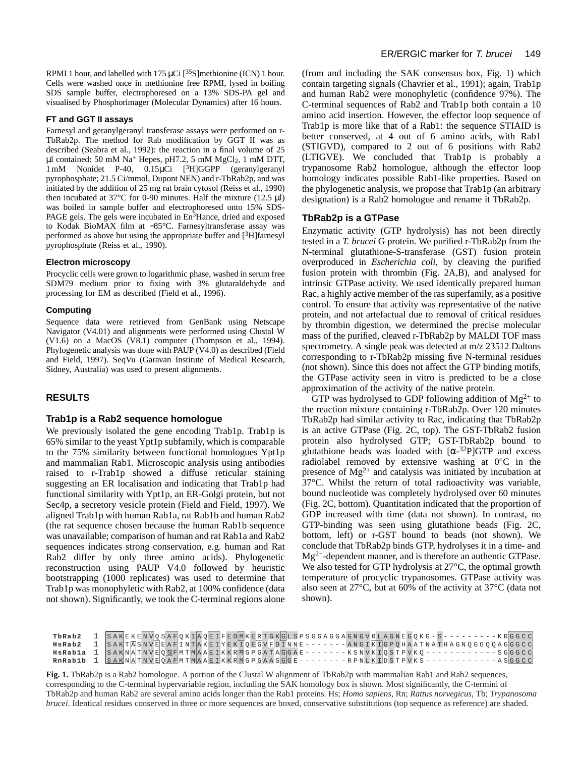RPMI 1 hour, and labelled with 175 μCi [$^{35}$S]methionine (ICN) 1 hour. Cells were washed once in methionine free RPMI, lysed in boiling SDS sample buffer, electrophoresed on a 13% SDS-PA gel and visualised by Phosphorimager (Molecular Dynamics) after 16 hours.

### FT and GGT II assays

Farnesyl and geranylgeranyl transferase assays were performed on r-TbRab2p. The method for Rab modification by GGT II was as described (Seabra et al., 1992): the reaction in a final volume of 25 μl contained: 50 mM $Na^+$ Hepes, pH7.2, 5 mM $MgCl_2$, 1 mM DTT, 1 mM Nonidet P-40, 0.15μCi [$^3$H]GGPP (geranylgeranyl pyrophosphate; 21.5 Ci/mmol, Dupont NEN) and r-TbRab2p, and was initiated by the addition of 25 mg rat brain cytosol (Reiss et al., 1990) then incubated at 37°C for 0-90 minutes. Half the mixture (12.5 μl) was boiled in sample buffer and electrophoresed onto 15% SDS-PAGE gels. The gels were incubated in En$^3$Hance, dried and exposed to Kodak BioMAX film at −85°C. Farnesyltransferase assay was performed as above but using the appropriate buffer and [$^3$H]farnesyl pyrophosphate (Reiss et al., 1990).

### Electron microscopy

Procyclic cells were grown to logarithmic phase, washed in serum free SDM79 medium prior to fixing with 3% glutaraldehyde and processing for EM as described (Field et al., 1996).

### Computing

Sequence data were retrieved from GenBank using Netscape Navigator (V4.01) and alignments were performed using Clustal W (V1.6) on a MacOS (V8.1) computer (Thompson et al., 1994). Phylogenetic analysis was done with PAUP (V4.0) as described (Field and Field, 1997). SeqVu (Garavan Institute of Medical Research, Sidney, Australia) was used to present alignments.

## RESULTS

### Trab1p is a Rab2 sequence homologue

We previously isolated the gene encoding Trab1p. Trab1p is 65% similar to the yeast Ypt1p subfamily, which is comparable to the 75% similarity between functional homologues Ypt1p and mammalian Rab1. Microscopic analysis using antibodies raised to r-Trab1p showed a diffuse reticular staining suggesting an ER localisation and indicating that Trab1p had functional similarity with Ypt1p, an ER-Golgi protein, but not Sec4p, a secretory vesicle protein (Field and Field, 1997). We aligned Trab1p with human Rab1a, rat Rab1b and human Rab2 (the rat sequence chosen because the human Rab1b sequence was unavailable; comparison of human and rat Rab1a and Rab2 sequences indicates strong conservation, e.g. human and Rat Rab2 differ by only three amino acids). Phylogenetic reconstruction using PAUP V4.0 followed by heuristic bootstrapping (1000 replicates) was used to determine that Trab1p was monophyletic with Rab2, at 100% confidence (data not shown). Significantly, we took the C-terminal regions alone (from and including the SAK consensus box, Fig. 1) which contain targeting signals (Chavrier et al., 1991); again, Trab1p and human Rab2 were monophyletic (confidence 97%). The C-terminal sequences of Rab2 and Trab1p both contain a 10 amino acid insertion. However, the effector loop sequence of Trab1p is more like that of a Rab1: the sequence STIAID is better conserved, at 4 out of 6 amino acids, with Rab1 (STIGVD), compared to 2 out of 6 positions with Rab2 (LTIGVE). We concluded that Trab1p is probably a trypanosome Rab2 homologue, although the effector loop homology indicates possible Rab1-like properties. Based on the phylogenetic analysis, we propose that Trab1p (an arbitrary designation) is a Rab2 homologue and rename it TbRab2p.

### TbRab2p is a GTPase

Enzymatic activity (GTP hydrolysis) has not been directly tested in a *T. brucei* G protein. We purified r-TbRab2p from the N-terminal glutathione-S-transferase (GST) fusion protein overproduced in *Escherichia coli*, by cleaving the purified fusion protein with thrombin (Fig. 2A,B), and analysed for intrinsic GTPase activity. We used identically prepared human Rac, a highly active member of the ras superfamily, as a positive control. To ensure that activity was representative of the native protein, and not artefactual due to removal of critical residues by thrombin digestion, we determined the precise molecular mass of the purified, cleaved r-TbRab2p by MALDI TOF mass spectrometry. A single peak was detected at m/z 23512 Daltons corresponding to r-TbRab2p missing five N-terminal residues (not shown). Since this does not affect the GTP binding motifs, the GTPase activity seen in vitro is predicted to be a close approximation of the activity of the native protein.

GTP was hydrolysed to GDP following addition of $Mg^{2+}$ to the reaction mixture containing r-TbRab2p. Over 120 minutes TbRab2p had similar activity to Rac, indicating that TbRab2p is an active GTPase (Fig. 2C, top). The GST-TbRab2 fusion protein also hydrolysed GTP; GST-TbRab2p bound to glutathione beads was loaded with [α-$^{32}$P]GTP and excess radiolabel removed by extensive washing at 0°C in the presence of $Mg^{2+}$ and catalysis was initiated by incubation at 37°C. Whilst the return of total radioactivity was variable, bound nucleotide was completely hydrolysed over 60 minutes (Fig. 2C, bottom). Quantitation indicated that the proportion of GDP increased with time (data not shown). In contrast, no GTP-binding was seen using glutathione beads (Fig. 2C, bottom, left) or r-GST bound to beads (not shown). We conclude that TbRab2p binds GTP, hydrolyses it in a time- and $Mg^{2+}$-dependent manner, and is therefore an authentic GTPase. We also tested for GTP hydrolysis at 27°C, the optimal growth temperature of procyclic trypanosomes. GTPase activity was also seen at 27°C, but at 60% of the activity at 37°C (data not shown).

```
TbRab2  1  SAKEKENVQSAFQKIAQEIFEDMKERTGKGLSPSGGAGGAGNGVRLAGNEGQKG-S---------KRGGCC
HsRab2  1  SAKTASNVEEAFINTAKEIYEKIQEGVFDINNE-------ANGIKIGPQHAATNATHAGNQGGQQAGGCC
HsRab1a 1  SAKNATNVEQSFMTMAAEIKKRMGPGATAGGAE-------KSNVKIQSTPVKQ------------SGGCC
RnRab1b 1  SAKNATNVEQAFMTMAAEIKKRMGPGAASGGE--------RPNLKIDSTPVKS------------ASGGCC
```

**Fig. 1.** TbRab2p is a Rab2 homologue. A portion of the Clustal W alignment of TbRab2p with mammalian Rab1 and Rab2 sequences, corresponding to the C-terminal hypervariable region, including the SAK homology box is shown. Most significantly, the C-termini of TbRab2p and human Rab2 are several amino acids longer than the Rab1 proteins. Hs; *Homo sapiens*, Rn; *Rattus norvegicus*, Tb; *Trypanosoma brucei*. Identical residues conserved in three or more sequences are boxed, conservative substitutions (top sequence as reference) are shaded.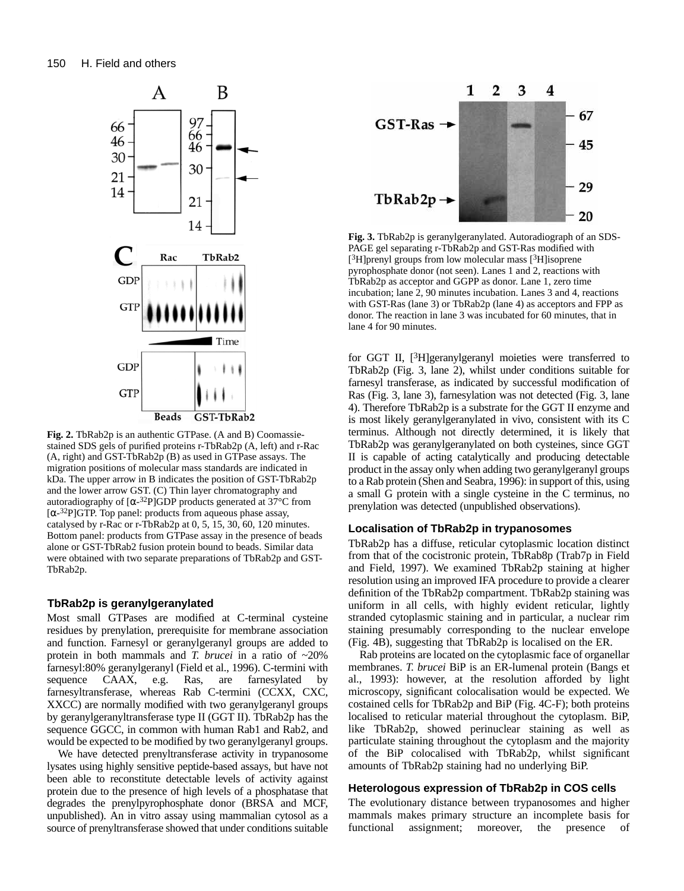**Fig. 2.** TbRab2p is an authentic GTPase. (A and B) Coomassie-stained SDS gels of purified proteins r-TbRab2p (A, left) and r-Rac (A, right) and GST-TbRab2p (B) as used in GTPase assays. The migration positions of molecular mass standards are indicated in kDa. The upper arrow in B indicates the position of GST-TbRab2p and the lower arrow GST. (C) Thin layer chromatography and autoradiography of [α-$^{32}$P]GDP products generated at 37°C from [α-$^{32}$P]GTP. Top panel: products from aqueous phase assay, catalysed by r-Rac or r-TbRab2p at 0, 5, 15, 30, 60, 120 minutes. Bottom panel: products from GTPase assay in the presence of beads alone or GST-TbRab2 fusion protein bound to beads. Similar data were obtained with two separate preparations of TbRab2p and GST-TbRab2p.

## TbRab2p is geranylgeranylated

Most small GTPases are modified at C-terminal cysteine residues by prenylation, prerequisite for membrane association and function. Farnesyl or geranylgeranyl groups are added to protein in both mammals and *T. brucei* in a ratio of ~20% farnesyl:80% geranylgeranyl (Field et al., 1996). C-termini with sequence CAAX, e.g. Ras, are farnesylated by farnesyltransferase, whereas Rab C-termini (CCXX, CXC, XXCC) are normally modified with two geranylgeranyl groups by geranylgeranyltransferase type II (GGT II). TbRab2p has the sequence GGCC, in common with human Rab1 and Rab2, and would be expected to be modified by two geranylgeranyl groups.

We have detected prenyltransferase activity in trypanosome lysates using highly sensitive peptide-based assays, but have not been able to reconstitute detectable levels of activity against protein due to the presence of high levels of a phosphatase that degrades the prenylpyrophosphate donor (BRSA and MCF, unpublished). An in vitro assay using mammalian cytosol as a source of prenyltransferase showed that under conditions suitable for GGT II, [$^3$H]geranylgeranyl moieties were transferred to TbRab2p (Fig. 3, lane 2), whilst under conditions suitable for farnesyl transferase, as indicated by successful modification of Ras (Fig. 3, lane 3), farnesylation was not detected (Fig. 3, lane 4). Therefore TbRab2p is a substrate for the GGT II enzyme and is most likely geranylgeranylated in vivo, consistent with its C terminus. Although not directly determined, it is likely that TbRab2p was geranylgeranylated on both cysteines, since GGT II is capable of acting catalytically and producing detectable product in the assay only when adding two geranylgeranyl groups to a Rab protein (Shen and Seabra, 1996): in support of this, using a small G protein with a single cysteine in the C terminus, no prenylation was detected (unpublished observations).

**Fig. 3.** TbRab2p is geranylgeranylated. Autoradiograph of an SDS-PAGE gel separating r-TbRab2p and GST-Ras modified with [$^3$H]prenyl groups from low molecular mass [$^3$H]isoprene pyrophosphate donor (not seen). Lanes 1 and 2, reactions with TbRab2p as acceptor and GGPP as donor. Lane 1, zero time incubation; lane 2, 90 minutes incubation. Lanes 3 and 4, reactions with GST-Ras (lane 3) or TbRab2p (lane 4) as acceptors and FPP as donor. The reaction in lane 3 was incubated for 60 minutes, that in lane 4 for 90 minutes.

## Localisation of TbRab2p in trypanosomes

TbRab2p has a diffuse, reticular cytoplasmic location distinct from that of the cocistronic protein, TbRab8p (Trab7p in Field and Field, 1997). We examined TbRab2p staining at higher resolution using an improved IFA procedure to provide a clearer definition of the TbRab2p compartment. TbRab2p staining was uniform in all cells, with highly evident reticular, lightly stranded cytoplasmic staining and in particular, a nuclear rim staining presumably corresponding to the nuclear envelope (Fig. 4B), suggesting that TbRab2p is localised on the ER.

Rab proteins are located on the cytoplasmic face of organellar membranes. *T. brucei* BiP is an ER-lumenal protein (Bangs et al., 1993): however, at the resolution afforded by light microscopy, significant colocalisation would be expected. We costained cells for TbRab2p and BiP (Fig. 4C-F); both proteins localised to reticular material throughout the cytoplasm. BiP, like TbRab2p, showed perinuclear staining as well as particulate staining throughout the cytoplasm and the majority of the BiP colocalised with TbRab2p, whilst significant amounts of TbRab2p staining had no underlying BiP.

## Heterologous expression of TbRab2p in COS cells

The evolutionary distance between trypanosomes and higher mammals makes primary structure an incomplete basis for functional assignment; moreover, the presence of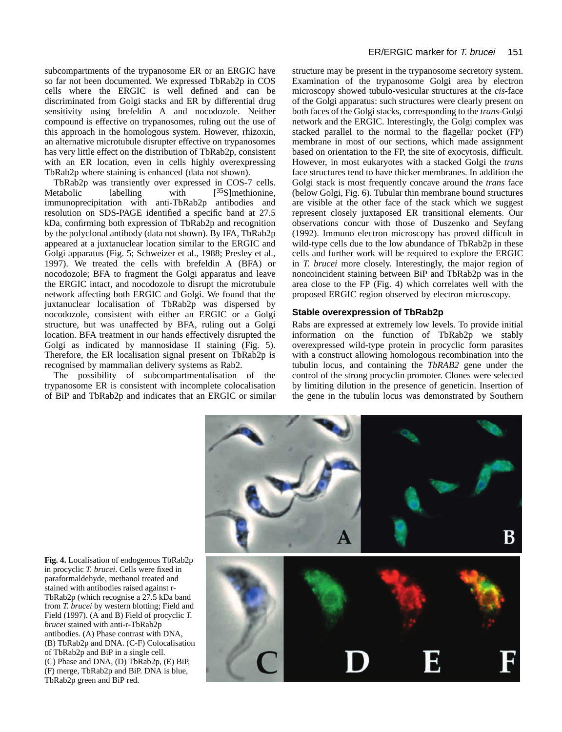subcompartments of the trypanosome ER or an ERGIC have so far not been documented. We expressed TbRab2p in COS cells where the ERGIC is well defined and can be discriminated from Golgi stacks and ER by differential drug sensitivity using brefeldin A and nocodozole. Neither compound is effective on trypanosomes, ruling out the use of this approach in the homologous system. However, rhizoxin, an alternative microtubule disrupter effective on trypanosomes has very little effect on the distribution of TbRab2p, consistent with an ER location, even in cells highly overexpressing TbRab2p where staining is enhanced (data not shown).

TbRab2p was transiently over expressed in COS-7 cells. Metabolic labelling with [$^{35}$S]methionine, immunoprecipitation with anti-TbRab2p antibodies and resolution on SDS-PAGE identified a specific band at 27.5 kDa, confirming both expression of TbRab2p and recognition by the polyclonal antibody (data not shown). By IFA, TbRab2p appeared at a juxtanuclear location similar to the ERGIC and Golgi apparatus (Fig. 5; Schweizer et al., 1988; Presley et al., 1997). We treated the cells with brefeldin A (BFA) or nocodozole; BFA to fragment the Golgi apparatus and leave the ERGIC intact, and nocodozole to disrupt the microtubule network affecting both ERGIC and Golgi. We found that the juxtanuclear localisation of TbRab2p was dispersed by nocodozole, consistent with either an ERGIC or a Golgi structure, but was unaffected by BFA, ruling out a Golgi location. BFA treatment in our hands effectively disrupted the Golgi as indicated by mannosidase II staining (Fig. 5). Therefore, the ER localisation signal present on TbRab2p is recognised by mammalian delivery systems as Rab2.

The possibility of subcompartmentalisation of the trypanosome ER is consistent with incomplete colocalisation of BiP and TbRab2p and indicates that an ERGIC or similar structure may be present in the trypanosome secretory system. Examination of the trypanosome Golgi area by electron microscopy showed tubulo-vesicular structures at the *cis*-face of the Golgi apparatus: such structures were clearly present on both faces of the Golgi stacks, corresponding to the *trans*-Golgi network and the ERGIC. Interestingly, the Golgi complex was stacked parallel to the normal to the flagellar pocket (FP) membrane in most of our sections, which made assignment based on orientation to the FP, the site of exocytosis, difficult. However, in most eukaryotes with a stacked Golgi the *trans* face structures tend to have thicker membranes. In addition the Golgi stack is most frequently concave around the *trans* face (below Golgi, Fig. 6). Tubular thin membrane bound structures are visible at the other face of the stack which we suggest represent closely juxtaposed ER transitional elements. Our observations concur with those of Duszenko and Seyfang (1992). Immuno electron microscopy has proved difficult in wild-type cells due to the low abundance of TbRab2p in these cells and further work will be required to explore the ERGIC in *T. brucei* more closely. Interestingly, the major region of noncoincident staining between BiP and TbRab2p was in the area close to the FP (Fig. 4) which correlates well with the proposed ERGIC region observed by electron microscopy.

### Stable overexpression of TbRab2p

Rabs are expressed at extremely low levels. To provide initial information on the function of TbRab2p we stably overexpressed wild-type protein in procyclic form parasites with a construct allowing homologous recombination into the tubulin locus, and containing the *TbRAB2* gene under the control of the strong procyclin promoter. Clones were selected by limiting dilution in the presence of geneticin. Insertion of the gene in the tubulin locus was demonstrated by Southern

**Fig. 4.** Localisation of endogenous TbRab2p in procyclic *T. brucei*. Cells were fixed in paraformaldehyde, methanol treated and stained with antibodies raised against r-TbRab2p (which recognise a 27.5 kDa band from *T. brucei* by western blotting; Field and Field (1997). (A and B) Field of procyclic *T. brucei* stained with anti-r-TbRab2p antibodies. (A) Phase contrast with DNA, (B) TbRab2p and DNA. (C-F) Colocalisation of TbRab2p and BiP in a single cell. (C) Phase and DNA, (D) TbRab2p, (E) BiP, (F) merge, TbRab2p and BiP. DNA is blue, TbRab2p green and BiP red.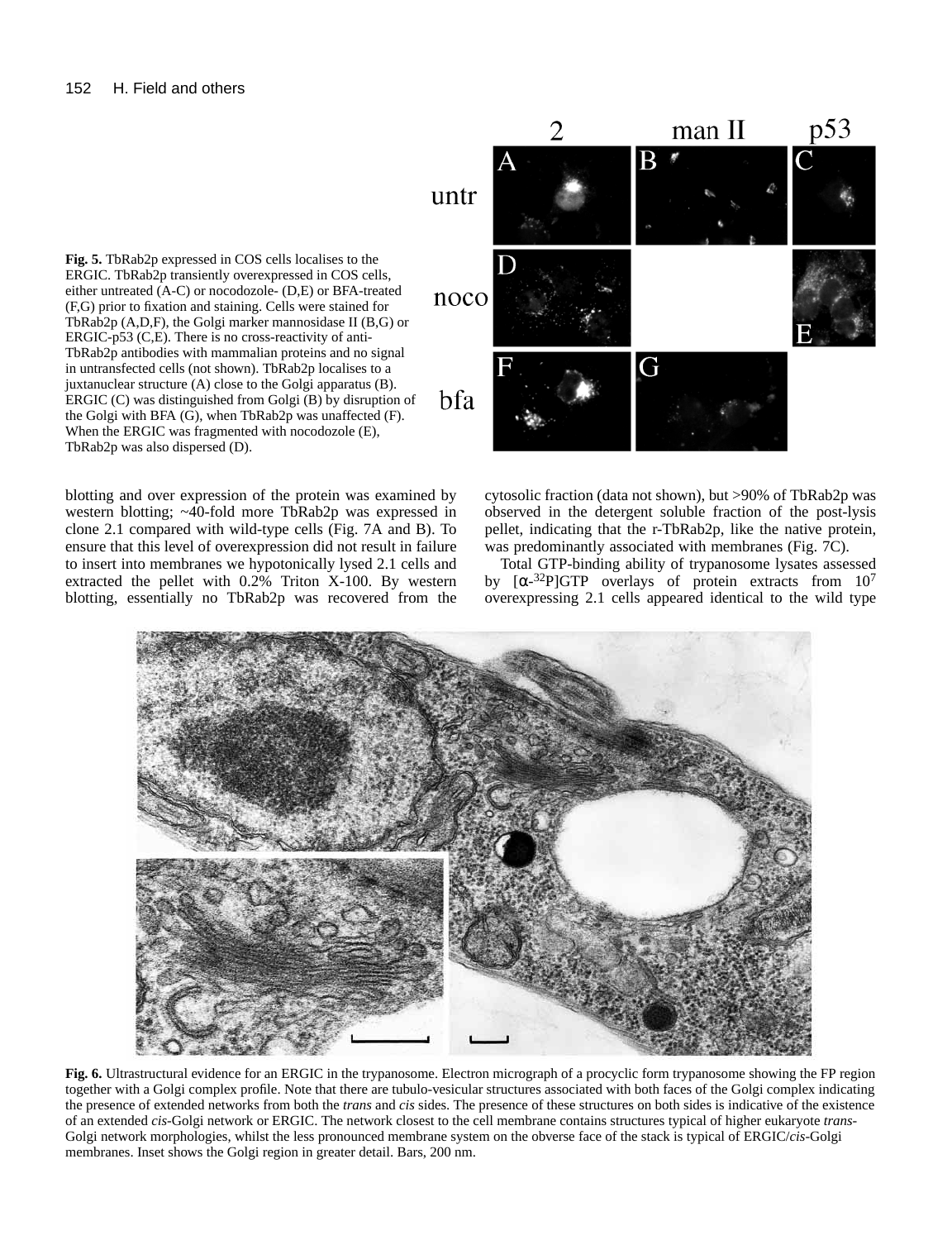**Fig. 5.** TbRab2p expressed in COS cells localises to the ERGIC. TbRab2p transiently overexpressed in COS cells, either untreated (A-C) or nocodozole- (D,E) or BFA-treated (F,G) prior to fixation and staining. Cells were stained for TbRab2p (A,D,F), the Golgi marker mannosidase II (B,G) or ERGIC-p53 (C,E). There is no cross-reactivity of anti-TbRab2p antibodies with mammalian proteins and no signal in untransfected cells (not shown). TbRab2p localises to a juxtanuclear structure (A) close to the Golgi apparatus (B). ERGIC (C) was distinguished from Golgi (B) by disruption of the Golgi with BFA (G), when TbRab2p was unaffected (F). When the ERGIC was fragmented with nocodozole (E), TbRab2p was also dispersed (D).

blotting and over expression of the protein was examined by western blotting; ~40-fold more TbRab2p was expressed in clone 2.1 compared with wild-type cells (Fig. 7A and B). To ensure that this level of overexpression did not result in failure to insert into membranes we hypotonically lysed 2.1 cells and extracted the pellet with 0.2% Triton X-100. By western blotting, essentially no TbRab2p was recovered from the cytosolic fraction (data not shown), but >90% of TbRab2p was observed in the detergent soluble fraction of the post-lysis pellet, indicating that the r-TbRab2p, like the native protein, was predominantly associated with membranes (Fig. 7C).

Total GTP-binding ability of trypanosome lysates assessed by [$\alpha$-$^{32}$P]GTP overlays of protein extracts from $10^7$ overexpressing 2.1 cells appeared identical to the wild type

**Fig. 6.** Ultrastructural evidence for an ERGIC in the trypanosome. Electron micrograph of a procyclic form trypanosome showing the FP region together with a Golgi complex profile. Note that there are tubulo-vesicular structures associated with both faces of the Golgi complex indicating the presence of extended networks from both the *trans* and *cis* sides. The presence of these structures on both sides is indicative of the existence of an extended *cis*-Golgi network or ERGIC. The network closest to the cell membrane contains structures typical of higher eukaryote *trans*-Golgi network morphologies, whilst the less pronounced membrane system on the obverse face of the stack is typical of ERGIC/*cis*-Golgi membranes. Inset shows the Golgi region in greater detail. Bars, 200 nm.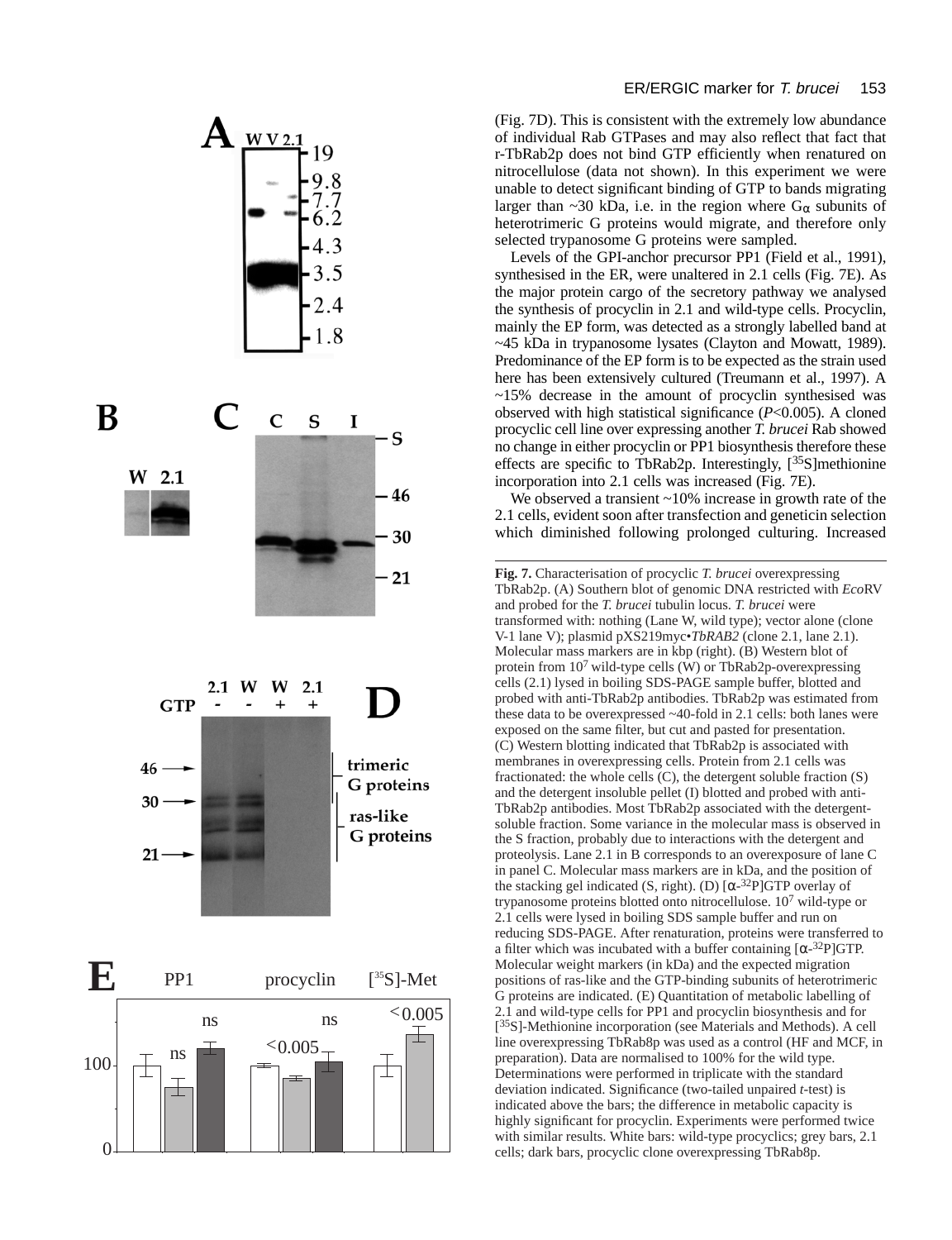(Fig. 7D). This is consistent with the extremely low abundance of individual Rab GTPases and may also reflect that fact that r-TbRab2p does not bind GTP efficiently when renatured on nitrocellulose (data not shown). In this experiment we were unable to detect significant binding of GTP to bands migrating larger than ~30 kDa, i.e. in the region where $G_\alpha$ subunits of heterotrimeric G proteins would migrate, and therefore only selected trypanosome G proteins were sampled.

Levels of the GPI-anchor precursor PP1 (Field et al., 1991), synthesised in the ER, were unaltered in 2.1 cells (Fig. 7E). As the major protein cargo of the secretory pathway we analysed the synthesis of procyclin in 2.1 and wild-type cells. Procyclin, mainly the EP form, was detected as a strongly labelled band at ~45 kDa in trypanosome lysates (Clayton and Mowatt, 1989). Predominance of the EP form is to be expected as the strain used here has been extensively cultured (Treumann et al., 1997). A ~15% decrease in the amount of procyclin synthesised was observed with high statistical significance ($P$<0.005). A cloned procyclic cell line over expressing another *T. brucei* Rab showed no change in either procyclin or PP1 biosynthesis therefore these effects are specific to TbRab2p. Interestingly, [$^{35}$S]methionine incorporation into 2.1 cells was increased (Fig. 7E).

We observed a transient ~10% increase in growth rate of the 2.1 cells, evident soon after transfection and geneticin selection which diminished following prolonged culturing. Increased

**Fig. 7.** Characterisation of procyclic *T. brucei* overexpressing TbRab2p. (A) Southern blot of genomic DNA restricted with *Eco*RV and probed for the *T. brucei* tubulin locus. *T. brucei* were transformed with: nothing (Lane W, wild type); vector alone (clone V-1 lane V); plasmid pXS219myc•*TbRAB2* (clone 2.1, lane 2.1). Molecular mass markers are in kbp (right). (B) Western blot of protein from $10^7$ wild-type cells (W) or TbRab2p-overexpressing cells (2.1) lysed in boiling SDS-PAGE sample buffer, blotted and probed with anti-TbRab2p antibodies. TbRab2p was estimated from these data to be overexpressed ~40-fold in 2.1 cells: both lanes were exposed on the same filter, but cut and pasted for presentation. (C) Western blotting indicated that TbRab2p is associated with membranes in overexpressing cells. Protein from 2.1 cells was fractionated: the whole cells (C), the detergent soluble fraction (S) and the detergent insoluble pellet (I) blotted and probed with anti-TbRab2p antibodies. Most TbRab2p associated with the detergent-soluble fraction. Some variance in the molecular mass is observed in the S fraction, probably due to interactions with the detergent and proteolysis. Lane 2.1 in B corresponds to an overexposure of lane C in panel C. Molecular mass markers are in kDa, and the position of the stacking gel indicated (S, right). (D) [α-$^{32}$P]GTP overlay of trypanosome proteins blotted onto nitrocellulose. $10^7$ wild-type or 2.1 cells were lysed in boiling SDS sample buffer and run on reducing SDS-PAGE. After renaturation, proteins were transferred to a filter which was incubated with a buffer containing [α-$^{32}$P]GTP. Molecular weight markers (in kDa) and the expected migration positions of ras-like and the GTP-binding subunits of heterotrimeric G proteins are indicated. (E) Quantitation of metabolic labelling of 2.1 and wild-type cells for PP1 and procyclin biosynthesis and for [$^{35}$S]-Methionine incorporation (see Materials and Methods). A cell line overexpressing TbRab8p was used as a control (HF and MCF, in preparation). Data are normalised to 100% for the wild type. Determinations were performed in triplicate with the standard deviation indicated. Significance (two-tailed unpaired *t*-test) is indicated above the bars; the difference in metabolic capacity is highly significant for procyclin. Experiments were performed twice with similar results. White bars: wild-type procyclics; grey bars, 2.1 cells; dark bars, procyclic clone overexpressing TbRab8p.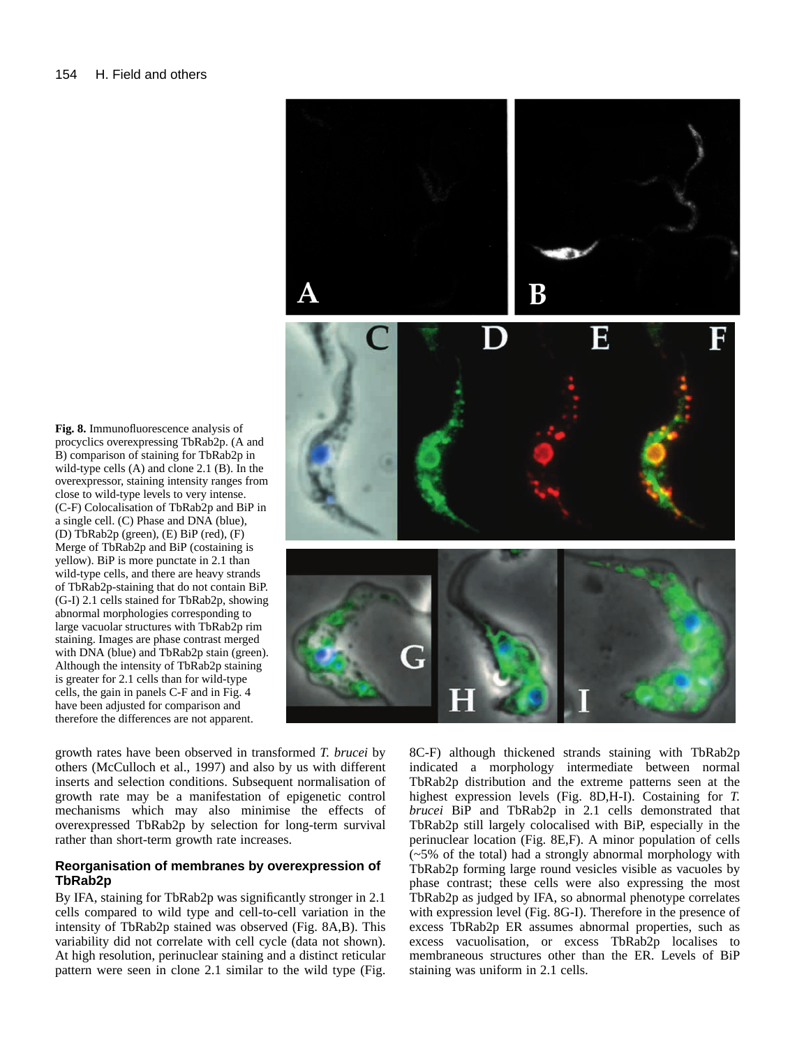**Fig. 8.** Immunofluorescence analysis of procyclics overexpressing TbRab2p. (A and B) comparison of staining for TbRab2p in wild-type cells (A) and clone 2.1 (B). In the overexpressor, staining intensity ranges from close to wild-type levels to very intense. (C-F) Colocalisation of TbRab2p and BiP in a single cell. (C) Phase and DNA (blue), (D) TbRab2p (green), (E) BiP (red), (F) Merge of TbRab2p and BiP (costaining is yellow). BiP is more punctate in 2.1 than wild-type cells, and there are heavy strands of TbRab2p-staining that do not contain BiP. (G-I) 2.1 cells stained for TbRab2p, showing abnormal morphologies corresponding to large vacuolar structures with TbRab2p rim staining. Images are phase contrast merged with DNA (blue) and TbRab2p stain (green). Although the intensity of TbRab2p staining is greater for 2.1 cells than for wild-type cells, the gain in panels C-F and in Fig. 4 have been adjusted for comparison and therefore the differences are not apparent.

growth rates have been observed in transformed *T. brucei* by others (McCulloch et al., 1997) and also by us with different inserts and selection conditions. Subsequent normalisation of growth rate may be a manifestation of epigenetic control mechanisms which may also minimise the effects of overexpressed TbRab2p by selection for long-term survival rather than short-term growth rate increases.

## Reorganisation of membranes by overexpression of TbRab2p

By IFA, staining for TbRab2p was significantly stronger in 2.1 cells compared to wild type and cell-to-cell variation in the intensity of TbRab2p stained was observed (Fig. 8A,B). This variability did not correlate with cell cycle (data not shown). At high resolution, perinuclear staining and a distinct reticular pattern were seen in clone 2.1 similar to the wild type (Fig. 8C-F) although thickened strands staining with TbRab2p indicated a morphology intermediate between normal TbRab2p distribution and the extreme patterns seen at the highest expression levels (Fig. 8D,H-I). Costaining for *T. brucei* BiP and TbRab2p in 2.1 cells demonstrated that TbRab2p still largely colocalised with BiP, especially in the perinuclear location (Fig. 8E,F). A minor population of cells (~5% of the total) had a strongly abnormal morphology with TbRab2p forming large round vesicles visible as vacuoles by phase contrast; these cells were also expressing the most TbRab2p as judged by IFA, so abnormal phenotype correlates with expression level (Fig. 8G-I). Therefore in the presence of excess TbRab2p ER assumes abnormal properties, such as excess vacuolisation, or excess TbRab2p localises to membraneous structures other than the ER. Levels of BiP staining was uniform in 2.1 cells.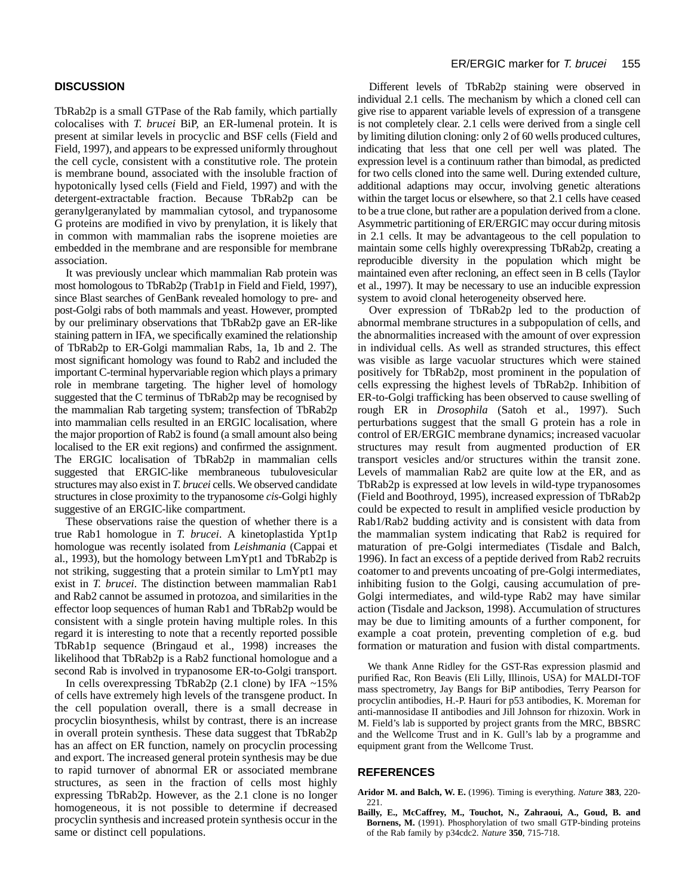## DISCUSSION

TbRab2p is a small GTPase of the Rab family, which partially colocalises with *T. brucei* BiP, an ER-lumenal protein. It is present at similar levels in procyclic and BSF cells (Field and Field, 1997), and appears to be expressed uniformly throughout the cell cycle, consistent with a constitutive role. The protein is membrane bound, associated with the insoluble fraction of hypotonically lysed cells (Field and Field, 1997) and with the detergent-extractable fraction. Because TbRab2p can be geranylgeranylated by mammalian cytosol, and trypanosome G proteins are modified in vivo by prenylation, it is likely that in common with mammalian rabs the isoprene moieties are embedded in the membrane and are responsible for membrane association.

It was previously unclear which mammalian Rab protein was most homologous to TbRab2p (Trab1p in Field and Field, 1997), since Blast searches of GenBank revealed homology to pre- and post-Golgi rabs of both mammals and yeast. However, prompted by our preliminary observations that TbRab2p gave an ER-like staining pattern in IFA, we specifically examined the relationship of TbRab2p to ER-Golgi mammalian Rabs, 1a, 1b and 2. The most significant homology was found to Rab2 and included the important C-terminal hypervariable region which plays a primary role in membrane targeting. The higher level of homology suggested that the C terminus of TbRab2p may be recognised by the mammalian Rab targeting system; transfection of TbRab2p into mammalian cells resulted in an ERGIC localisation, where the major proportion of Rab2 is found (a small amount also being localised to the ER exit regions) and confirmed the assignment. The ERGIC localisation of TbRab2p in mammalian cells suggested that ERGIC-like membraneous tubulovesicular structures may also exist in *T. brucei* cells. We observed candidate structures in close proximity to the trypanosome *cis*-Golgi highly suggestive of an ERGIC-like compartment.

These observations raise the question of whether there is a true Rab1 homologue in *T. brucei*. A kinetoplastida Ypt1p homologue was recently isolated from *Leishmania* (Cappai et al., 1993), but the homology between LmYpt1 and TbRab2p is not striking, suggesting that a protein similar to LmYpt1 may exist in *T. brucei*. The distinction between mammalian Rab1 and Rab2 cannot be assumed in protozoa, and similarities in the effector loop sequences of human Rab1 and TbRab2p would be consistent with a single protein having multiple roles. In this regard it is interesting to note that a recently reported possible TbRab1p sequence (Bringaud et al., 1998) increases the likelihood that TbRab2p is a Rab2 functional homologue and a second Rab is involved in trypanosome ER-to-Golgi transport.

In cells overexpressing TbRab2p (2.1 clone) by IFA ~15% of cells have extremely high levels of the transgene product. In the cell population overall, there is a small decrease in procyclin biosynthesis, whilst by contrast, there is an increase in overall protein synthesis. These data suggest that TbRab2p has an affect on ER function, namely on procyclin processing and export. The increased general protein synthesis may be due to rapid turnover of abnormal ER or associated membrane structures, as seen in the fraction of cells most highly expressing TbRab2p. However, as the 2.1 clone is no longer homogeneous, it is not possible to determine if decreased procyclin synthesis and increased protein synthesis occur in the same or distinct cell populations.

Different levels of TbRab2p staining were observed in individual 2.1 cells. The mechanism by which a cloned cell can give rise to apparent variable levels of expression of a transgene is not completely clear. 2.1 cells were derived from a single cell by limiting dilution cloning: only 2 of 60 wells produced cultures, indicating that less that one cell per well was plated. The expression level is a continuum rather than bimodal, as predicted for two cells cloned into the same well. During extended culture, additional adaptions may occur, involving genetic alterations within the target locus or elsewhere, so that 2.1 cells have ceased to be a true clone, but rather are a population derived from a clone. Asymmetric partitioning of ER/ERGIC may occur during mitosis in 2.1 cells. It may be advantageous to the cell population to maintain some cells highly overexpressing TbRab2p, creating a reproducible diversity in the population which might be maintained even after recloning, an effect seen in B cells (Taylor et al., 1997). It may be necessary to use an inducible expression system to avoid clonal heterogeneity observed here.

Over expression of TbRab2p led to the production of abnormal membrane structures in a subpopulation of cells, and the abnormalities increased with the amount of over expression in individual cells. As well as stranded structures, this effect was visible as large vacuolar structures which were stained positively for TbRab2p, most prominent in the population of cells expressing the highest levels of TbRab2p. Inhibition of ER-to-Golgi trafficking has been observed to cause swelling of rough ER in *Drosophila* (Satoh et al., 1997). Such perturbations suggest that the small G protein has a role in control of ER/ERGIC membrane dynamics; increased vacuolar structures may result from augmented production of ER transport vesicles and/or structures within the transit zone. Levels of mammalian Rab2 are quite low at the ER, and as TbRab2p is expressed at low levels in wild-type trypanosomes (Field and Boothroyd, 1995), increased expression of TbRab2p could be expected to result in amplified vesicle production by Rab1/Rab2 budding activity and is consistent with data from the mammalian system indicating that Rab2 is required for maturation of pre-Golgi intermediates (Tisdale and Balch, 1996). In fact an excess of a peptide derived from Rab2 recruits coatomer to and prevents uncoating of pre-Golgi intermediates, inhibiting fusion to the Golgi, causing accumulation of pre-Golgi intermediates, and wild-type Rab2 may have similar action (Tisdale and Jackson, 1998). Accumulation of structures may be due to limiting amounts of a further component, for example a coat protein, preventing completion of e.g. bud formation or maturation and fusion with distal compartments.

We thank Anne Ridley for the GST-Ras expression plasmid and purified Rac, Ron Beavis (Eli Lilly, Illinois, USA) for MALDI-TOF mass spectrometry, Jay Bangs for BiP antibodies, Terry Pearson for procyclin antibodies, H.-P. Hauri for p53 antibodies, K. Moreman for anti-mannosidase II antibodies and Jill Johnson for rhizoxin. Work in M. Field's lab is supported by project grants from the MRC, BBSRC and the Wellcome Trust and in K. Gull's lab by a programme and equipment grant from the Wellcome Trust.

## REFERENCES

**Aridor M. and Balch, W. E.** (1996). Timing is everything. *Nature* **383**, 220-221.

**Bailly, E., McCaffrey, M., Touchot, N., Zahraoui, A., Goud, B. and Bornens, M.** (1991). Phosphorylation of two small GTP-binding proteins of the Rab family by p34cdc2. *Nature* **350**, 715-718.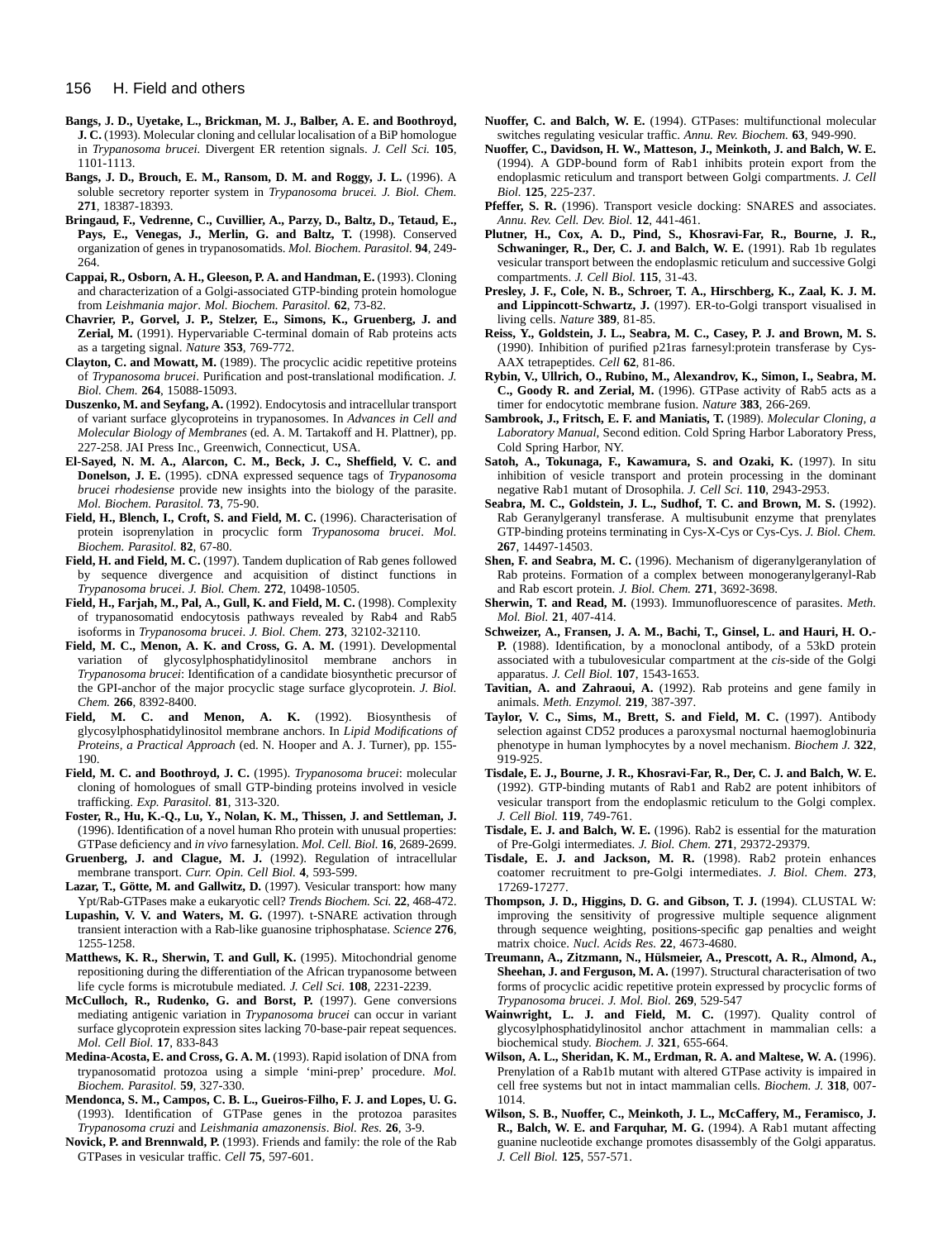**Bangs, J. D., Uyetake, L., Brickman, M. J., Balber, A. E. and Boothroyd, J. C.** (1993). Molecular cloning and cellular localisation of a BiP homologue in *Trypanosoma brucei.* Divergent ER retention signals. *J. Cell Sci.* **105**, 1101-1113.

**Bangs, J. D., Brouch, E. M., Ransom, D. M. and Roggy, J. L.** (1996). A soluble secretory reporter system in *Trypanosoma brucei. J. Biol. Chem.* **271**, 18387-18393.

**Bringaud, F., Vedrenne, C., Cuvillier, A., Parzy, D., Baltz, D., Tetaud, E., Pays, E., Venegas, J., Merlin, G. and Baltz, T.** (1998). Conserved organization of genes in trypanosomatids. *Mol. Biochem. Parasitol.* **94**, 249-264.

**Cappai, R., Osborn, A. H., Gleeson, P. A. and Handman, E.** (1993). Cloning and characterization of a Golgi-associated GTP-binding protein homologue from *Leishmania major*. *Mol. Biochem. Parasitol.* **62**, 73-82.

**Chavrier, P., Gorvel, J. P., Stelzer, E., Simons, K., Gruenberg, J. and Zerial, M.** (1991). Hypervariable C-terminal domain of Rab proteins acts as a targeting signal. *Nature* **353**, 769-772.

**Clayton, C. and Mowatt, M.** (1989). The procyclic acidic repetitive proteins of *Trypanosoma brucei*. Purification and post-translational modification. *J. Biol. Chem.* **264**, 15088-15093.

**Duszenko, M. and Seyfang, A.** (1992). Endocytosis and intracellular transport of variant surface glycoproteins in trypanosomes. In *Advances in Cell and Molecular Biology of Membranes* (ed. A. M. Tartakoff and H. Plattner), pp. 227-258. JAI Press Inc., Greenwich, Connecticut, USA.

**El-Sayed, N. M. A., Alarcon, C. M., Beck, J. C., Sheffield, V. C. and Donelson, J. E.** (1995). cDNA expressed sequence tags of *Trypanosoma brucei rhodesiense* provide new insights into the biology of the parasite. *Mol. Biochem. Parasitol.* **73**, 75-90.

**Field, H., Blench, I., Croft, S. and Field, M. C.** (1996). Characterisation of protein isoprenylation in procyclic form *Trypanosoma brucei*. *Mol. Biochem. Parasitol.* **82**, 67-80.

**Field, H. and Field, M. C.** (1997). Tandem duplication of Rab genes followed by sequence divergence and acquisition of distinct functions in *Trypanosoma brucei*. *J. Biol. Chem.* **272**, 10498-10505.

**Field, H., Farjah, M., Pal, A., Gull, K. and Field, M. C.** (1998). Complexity of trypanosomatid endocytosis pathways revealed by Rab4 and Rab5 isoforms in *Trypanosoma brucei*. *J. Biol. Chem.* **273**, 32102-32110.

**Field, M. C., Menon, A. K. and Cross, G. A. M.** (1991). Developmental variation of glycosylphosphatidylinositol membrane anchors in *Trypanosoma brucei*: Identification of a candidate biosynthetic precursor of the GPI-anchor of the major procyclic stage surface glycoprotein. *J. Biol. Chem.* **266**, 8392-8400.

**Field, M. C. and Menon, A. K.** (1992). Biosynthesis of glycosylphosphatidylinositol membrane anchors. In *Lipid Modifications of Proteins, a Practical Approach* (ed. N. Hooper and A. J. Turner), pp. 155-190.

**Field, M. C. and Boothroyd, J. C.** (1995). *Trypanosoma brucei*: molecular cloning of homologues of small GTP-binding proteins involved in vesicle trafficking. *Exp. Parasitol.* **81**, 313-320.

**Foster, R., Hu, K.-Q., Lu, Y., Nolan, K. M., Thissen, J. and Settleman, J.** (1996). Identification of a novel human Rho protein with unusual properties: GTPase deficiency and *in vivo* farnesylation. *Mol. Cell. Biol.* **16**, 2689-2699.

**Gruenberg, J. and Clague, M. J.** (1992). Regulation of intracellular membrane transport. *Curr. Opin. Cell Biol.* **4**, 593-599.

**Lazar, T., Götte, M. and Gallwitz, D.** (1997). Vesicular transport: how many Ypt/Rab-GTPases make a eukaryotic cell? *Trends Biochem. Sci.* **22**, 468-472.

**Lupashin, V. V. and Waters, M. G.** (1997). t-SNARE activation through transient interaction with a Rab-like guanosine triphosphatase. *Science* **276**, 1255-1258.

**Matthews, K. R., Sherwin, T. and Gull, K.** (1995). Mitochondrial genome repositioning during the differentiation of the African trypanosome between life cycle forms is microtubule mediated. *J. Cell Sci.* **108**, 2231-2239.

**McCulloch, R., Rudenko, G. and Borst, P.** (1997). Gene conversions mediating antigenic variation in *Trypanosoma brucei* can occur in variant surface glycoprotein expression sites lacking 70-base-pair repeat sequences. *Mol. Cell Biol.* **17**, 833-843

**Medina-Acosta, E. and Cross, G. A. M.** (1993). Rapid isolation of DNA from trypanosomatid protozoa using a simple 'mini-prep' procedure. *Mol. Biochem. Parasitol.* **59**, 327-330.

**Mendonca, S. M., Campos, C. B. L., Gueiros-Filho, F. J. and Lopes, U. G.** (1993). Identification of GTPase genes in the protozoa parasites *Trypanosoma cruzi* and *Leishmania amazonensis*. *Biol. Res.* **26**, 3-9.

**Novick, P. and Brennwald, P.** (1993). Friends and family: the role of the Rab GTPases in vesicular traffic. *Cell* **75**, 597-601.

**Nuoffer, C. and Balch, W. E.** (1994). GTPases: multifunctional molecular switches regulating vesicular traffic. *Annu. Rev. Biochem.* **63**, 949-990.

**Nuoffer, C., Davidson, H. W., Matteson, J., Meinkoth, J. and Balch, W. E.** (1994). A GDP-bound form of Rab1 inhibits protein export from the endoplasmic reticulum and transport between Golgi compartments. *J. Cell Biol.* **125**, 225-237.

**Pfeffer, S. R.** (1996). Transport vesicle docking: SNARES and associates. *Annu. Rev. Cell. Dev. Biol.* **12**, 441-461.

**Plutner, H., Cox, A. D., Pind, S., Khosravi-Far, R., Bourne, J. R., Schwaninger, R., Der, C. J. and Balch, W. E.** (1991). Rab 1b regulates vesicular transport between the endoplasmic reticulum and successive Golgi compartments. *J. Cell Biol.* **115**, 31-43.

**Presley, J. F., Cole, N. B., Schroer, T. A., Hirschberg, K., Zaal, K. J. M. and Lippincott-Schwartz, J.** (1997). ER-to-Golgi transport visualised in living cells. *Nature* **389**, 81-85.

**Reiss, Y., Goldstein, J. L., Seabra, M. C., Casey, P. J. and Brown, M. S.** (1990). Inhibition of purified p21ras farnesyl:protein transferase by Cys-AAX tetrapeptides. *Cell* **62**, 81-86.

**Rybin, V., Ullrich, O., Rubino, M., Alexandrov, K., Simon, I., Seabra, M. C., Goody R. and Zerial, M.** (1996). GTPase activity of Rab5 acts as a timer for endocytotic membrane fusion. *Nature* **383**, 266-269.

**Sambrook, J., Fritsch, E. F. and Maniatis, T.** (1989). *Molecular Cloning, a Laboratory Manual*, Second edition. Cold Spring Harbor Laboratory Press, Cold Spring Harbor, NY.

**Satoh, A., Tokunaga, F., Kawamura, S. and Ozaki, K.** (1997). In situ inhibition of vesicle transport and protein processing in the dominant negative Rab1 mutant of Drosophila. *J. Cell Sci.* **110**, 2943-2953.

**Seabra, M. C., Goldstein, J. L., Sudhof, T. C. and Brown, M. S.** (1992). Rab Geranylgeranyl transferase. A multisubunit enzyme that prenylates GTP-binding proteins terminating in Cys-X-Cys or Cys-Cys. *J. Biol. Chem.* **267**, 14497-14503.

**Shen, F. and Seabra, M. C.** (1996). Mechanism of digeranylgeranylation of Rab proteins. Formation of a complex between monogeranylgeranyl-Rab and Rab escort protein. *J. Biol. Chem.* **271**, 3692-3698.

**Sherwin, T. and Read, M.** (1993). Immunofluorescence of parasites. *Meth. Mol. Biol.* **21**, 407-414.

**Schweizer, A., Fransen, J. A. M., Bachi, T., Ginsel, L. and Hauri, H. O.-P.** (1988). Identification, by a monoclonal antibody, of a 53kD protein associated with a tubulovesicular compartment at the *cis*-side of the Golgi apparatus. *J. Cell Biol.* **107**, 1543-1653.

**Tavitian, A. and Zahraoui, A.** (1992). Rab proteins and gene family in animals. *Meth. Enzymol.* **219**, 387-397.

**Taylor, V. C., Sims, M., Brett, S. and Field, M. C.** (1997). Antibody selection against CD52 produces a paroxysmal nocturnal haemoglobinuria phenotype in human lymphocytes by a novel mechanism. *Biochem J.* **322**, 919-925.

**Tisdale, E. J., Bourne, J. R., Khosravi-Far, R., Der, C. J. and Balch, W. E.** (1992). GTP-binding mutants of Rab1 and Rab2 are potent inhibitors of vesicular transport from the endoplasmic reticulum to the Golgi complex. *J. Cell Biol.* **119**, 749-761.

**Tisdale, E. J. and Balch, W. E.** (1996). Rab2 is essential for the maturation of Pre-Golgi intermediates. *J. Biol. Chem.* **271**, 29372-29379.

**Tisdale, E. J. and Jackson, M. R.** (1998). Rab2 protein enhances coatomer recruitment to pre-Golgi intermediates. *J. Biol. Chem.* **273**, 17269-17277.

**Thompson, J. D., Higgins, D. G. and Gibson, T. J.** (1994). CLUSTAL W: improving the sensitivity of progressive multiple sequence alignment through sequence weighting, positions-specific gap penalties and weight matrix choice. *Nucl. Acids Res.* **22**, 4673-4680.

**Treumann, A., Zitzmann, N., Hülsmeier, A., Prescott, A. R., Almond, A., Sheehan, J. and Ferguson, M. A.** (1997). Structural characterisation of two forms of procyclic acidic repetitive protein expressed by procyclic forms of *Trypanosoma brucei*. *J. Mol. Biol.* **269**, 529-547

**Wainwright, L. J. and Field, M. C.** (1997). Quality control of glycosylphosphatidylinositol anchor attachment in mammalian cells: a biochemical study. *Biochem. J.* **321**, 655-664.

**Wilson, A. L., Sheridan, K. M., Erdman, R. A. and Maltese, W. A.** (1996). Prenylation of a Rab1b mutant with altered GTPase activity is impaired in cell free systems but not in intact mammalian cells. *Biochem. J.* **318**, 007-1014.

**Wilson, S. B., Nuoffer, C., Meinkoth, J. L., McCaffery, M., Feramisco, J. R., Balch, W. E. and Farquhar, M. G.** (1994). A Rab1 mutant affecting guanine nucleotide exchange promotes disassembly of the Golgi apparatus. *J. Cell Biol.* **125**, 557-571.